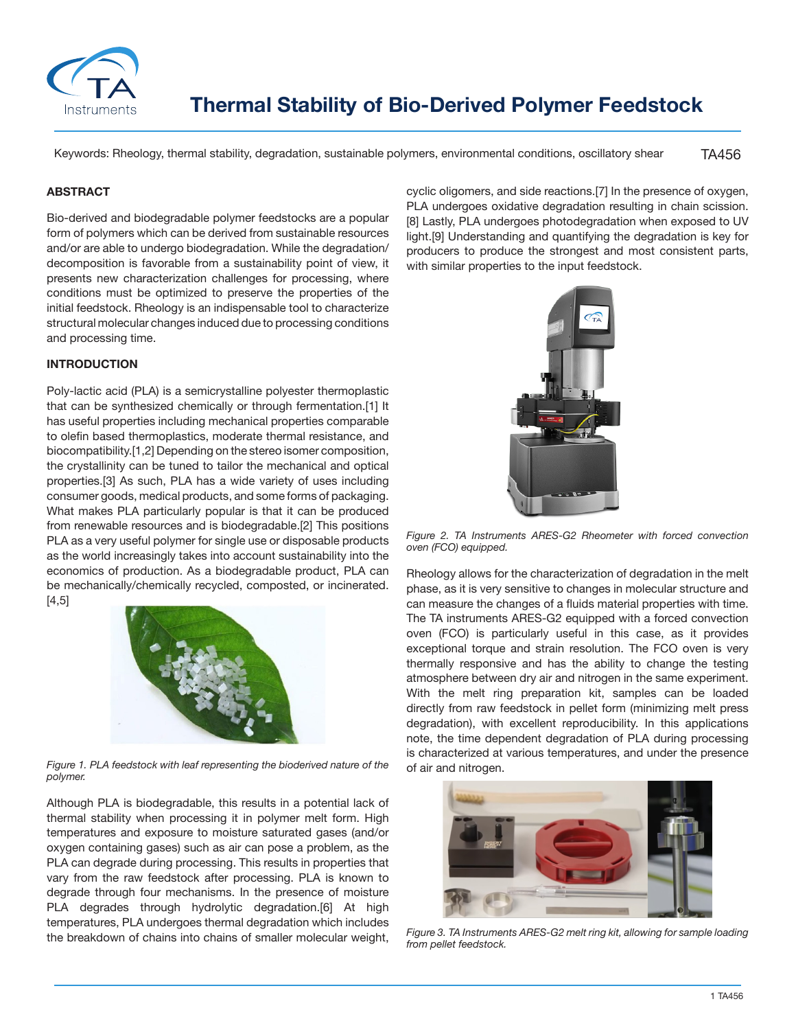# Thermal Stability of Bio-Derived Polymer Feedstock

Keywords: Rheology, thermal stability, degradation, sustainable polymers, environmental conditions, oscillatory shear

TA456

## ABSTRACT

Bio-derived and biodegradable polymer feedstocks are a popular form of polymers which can be derived from sustainable resources and/or are able to undergo biodegradation. While the degradation/decomposition is favorable from a sustainability point of view, it presents new characterization challenges for processing, where conditions must be optimized to preserve the properties of the initial feedstock. Rheology is an indispensable tool to characterize structural molecular changes induced due to processing conditions and processing time.

## INTRODUCTION

Poly-lactic acid (PLA) is a semicrystalline polyester thermoplastic that can be synthesized chemically or through fermentation.[1] It has useful properties including mechanical properties comparable to olefin based thermoplastics, moderate thermal resistance, and biocompatibility.[1,2] Depending on the stereo isomer composition, the crystallinity can be tuned to tailor the mechanical and optical properties.[3] As such, PLA has a wide variety of uses including consumer goods, medical products, and some forms of packaging. What makes PLA particularly popular is that it can be produced from renewable resources and is biodegradable.[2] This positions PLA as a very useful polymer for single use or disposable products as the world increasingly takes into account sustainability into the economics of production. As a biodegradable product, PLA can be mechanically/chemically recycled, composted, or incinerated.[4,5]

*Figure 1. PLA feedstock with leaf representing the bioderived nature of the polymer.*

Although PLA is biodegradable, this results in a potential lack of thermal stability when processing it in polymer melt form. High temperatures and exposure to moisture saturated gases (and/or oxygen containing gases) such as air can pose a problem, as the PLA can degrade during processing. This results in properties that vary from the raw feedstock after processing. PLA is known to degrade through four mechanisms. In the presence of moisture PLA degrades through hydrolytic degradation.[6] At high temperatures, PLA undergoes thermal degradation which includes the breakdown of chains into chains of smaller molecular weight, cyclic oligomers, and side reactions.[7] In the presence of oxygen, PLA undergoes oxidative degradation resulting in chain scission.[8] Lastly, PLA undergoes photodegradation when exposed to UV light.[9] Understanding and quantifying the degradation is key for producers to produce the strongest and most consistent parts, with similar properties to the input feedstock.

*Figure 2. TA Instruments ARES-G2 Rheometer with forced convection oven (FCO) equipped.*

Rheology allows for the characterization of degradation in the melt phase, as it is very sensitive to changes in molecular structure and can measure the changes of a fluids material properties with time. The TA instruments ARES-G2 equipped with a forced convection oven (FCO) is particularly useful in this case, as it provides exceptional torque and strain resolution. The FCO oven is very thermally responsive and has the ability to change the testing atmosphere between dry air and nitrogen in the same experiment. With the melt ring preparation kit, samples can be loaded directly from raw feedstock in pellet form (minimizing melt press degradation), with excellent reproducibility. In this applications note, the time dependent degradation of PLA during processing is characterized at various temperatures, and under the presence of air and nitrogen.

*Figure 3. TA Instruments ARES-G2 melt ring kit, allowing for sample loading from pellet feedstock.*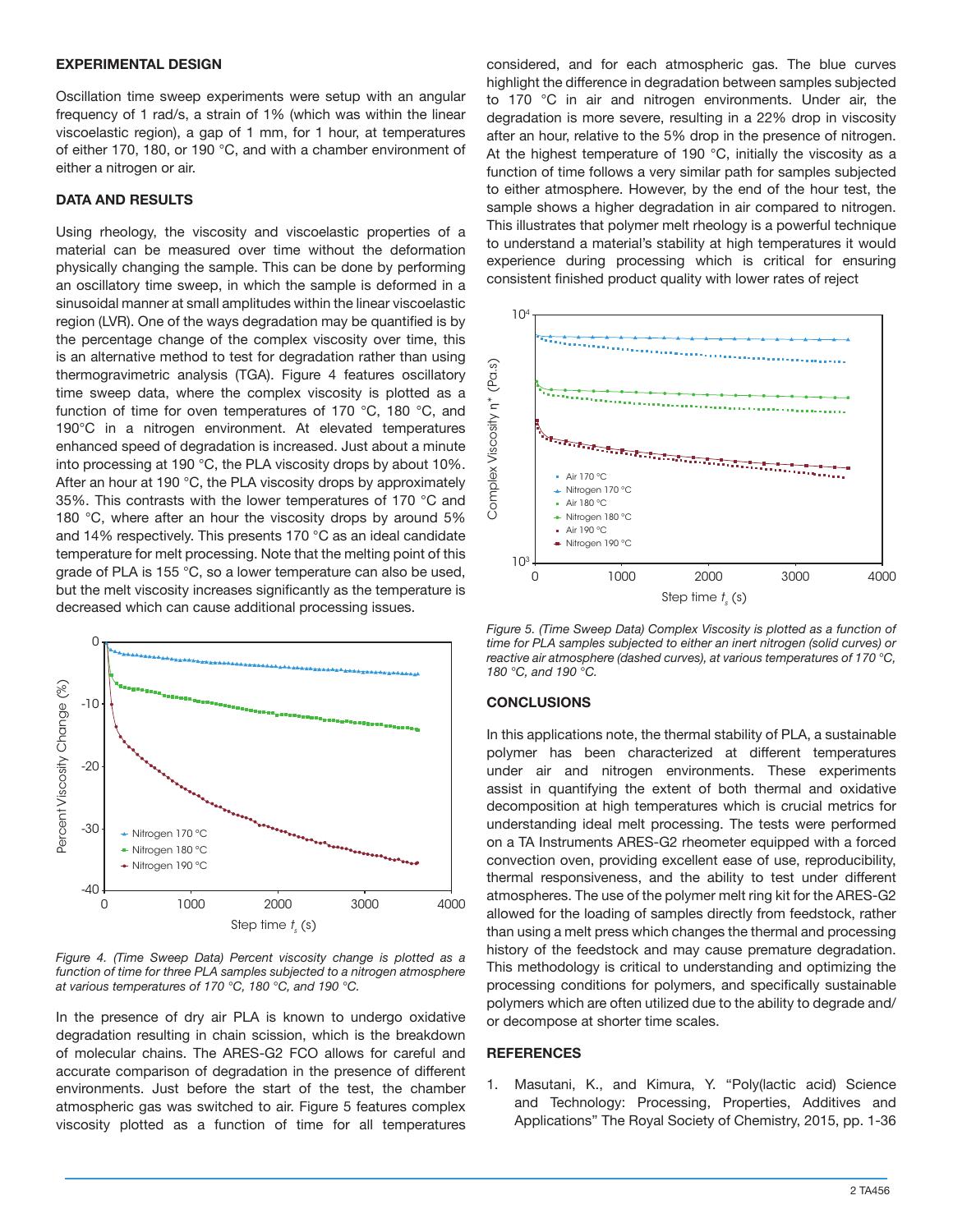## EXPERIMENTAL DESIGN

Oscillation time sweep experiments were setup with an angular frequency of 1 rad/s, a strain of 1% (which was within the linear viscoelastic region), a gap of 1 mm, for 1 hour, at temperatures of either 170, 180, or 190 °C, and with a chamber environment of either a nitrogen or air.

## DATA AND RESULTS

Using rheology, the viscosity and viscoelastic properties of a material can be measured over time without the deformation physically changing the sample. This can be done by performing an oscillatory time sweep, in which the sample is deformed in a sinusoidal manner at small amplitudes within the linear viscoelastic region (LVR). One of the ways degradation may be quantified is by the percentage change of the complex viscosity over time, this is an alternative method to test for degradation rather than using thermogravimetric analysis (TGA). Figure 4 features oscillatory time sweep data, where the complex viscosity is plotted as a function of time for oven temperatures of 170 °C, 180 °C, and 190°C in a nitrogen environment. At elevated temperatures enhanced speed of degradation is increased. Just about a minute into processing at 190 °C, the PLA viscosity drops by about 10%. After an hour at 190 °C, the PLA viscosity drops by approximately 35%. This contrasts with the lower temperatures of 170 °C and 180 °C, where after an hour the viscosity drops by around 5% and 14% respectively. This presents 170 °C as an ideal candidate temperature for melt processing. Note that the melting point of this grade of PLA is 155 °C, so a lower temperature can also be used, but the melt viscosity increases significantly as the temperature is decreased which can cause additional processing issues.

*Figure 4. (Time Sweep Data) Percent viscosity change is plotted as a function of time for three PLA samples subjected to a nitrogen atmosphere at various temperatures of 170 °C, 180 °C, and 190 °C.*

In the presence of dry air PLA is known to undergo oxidative degradation resulting in chain scission, which is the breakdown of molecular chains. The ARES-G2 FCO allows for careful and accurate comparison of degradation in the presence of different environments. Just before the start of the test, the chamber atmospheric gas was switched to air. Figure 5 features complex viscosity plotted as a function of time for all temperatures considered, and for each atmospheric gas. The blue curves highlight the difference in degradation between samples subjected to 170 °C in air and nitrogen environments. Under air, the degradation is more severe, resulting in a 22% drop in viscosity after an hour, relative to the 5% drop in the presence of nitrogen. At the highest temperature of 190 °C, initially the viscosity as a function of time follows a very similar path for samples subjected to either atmosphere. However, by the end of the hour test, the sample shows a higher degradation in air compared to nitrogen. This illustrates that polymer melt rheology is a powerful technique to understand a material's stability at high temperatures it would experience during processing which is critical for ensuring consistent finished product quality with lower rates of reject

*Figure 5. (Time Sweep Data) Complex Viscosity is plotted as a function of time for PLA samples subjected to either an inert nitrogen (solid curves) or reactive air atmosphere (dashed curves), at various temperatures of 170 °C, 180 °C, and 190 °C.*

## CONCLUSIONS

In this applications note, the thermal stability of PLA, a sustainable polymer has been characterized at different temperatures under air and nitrogen environments. These experiments assist in quantifying the extent of both thermal and oxidative decomposition at high temperatures which is crucial metrics for understanding ideal melt processing. The tests were performed on a TA Instruments ARES-G2 rheometer equipped with a forced convection oven, providing excellent ease of use, reproducibility, thermal responsiveness, and the ability to test under different atmospheres. The use of the polymer melt ring kit for the ARES-G2 allowed for the loading of samples directly from feedstock, rather than using a melt press which changes the thermal and processing history of the feedstock and may cause premature degradation. This methodology is critical to understanding and optimizing the processing conditions for polymers, and specifically sustainable polymers which are often utilized due to the ability to degrade and/or decompose at shorter time scales.

## REFERENCES

1. Masutani, K., and Kimura, Y. "Poly(lactic acid) Science and Technology: Processing, Properties, Additives and Applications" The Royal Society of Chemistry, 2015, pp. 1-36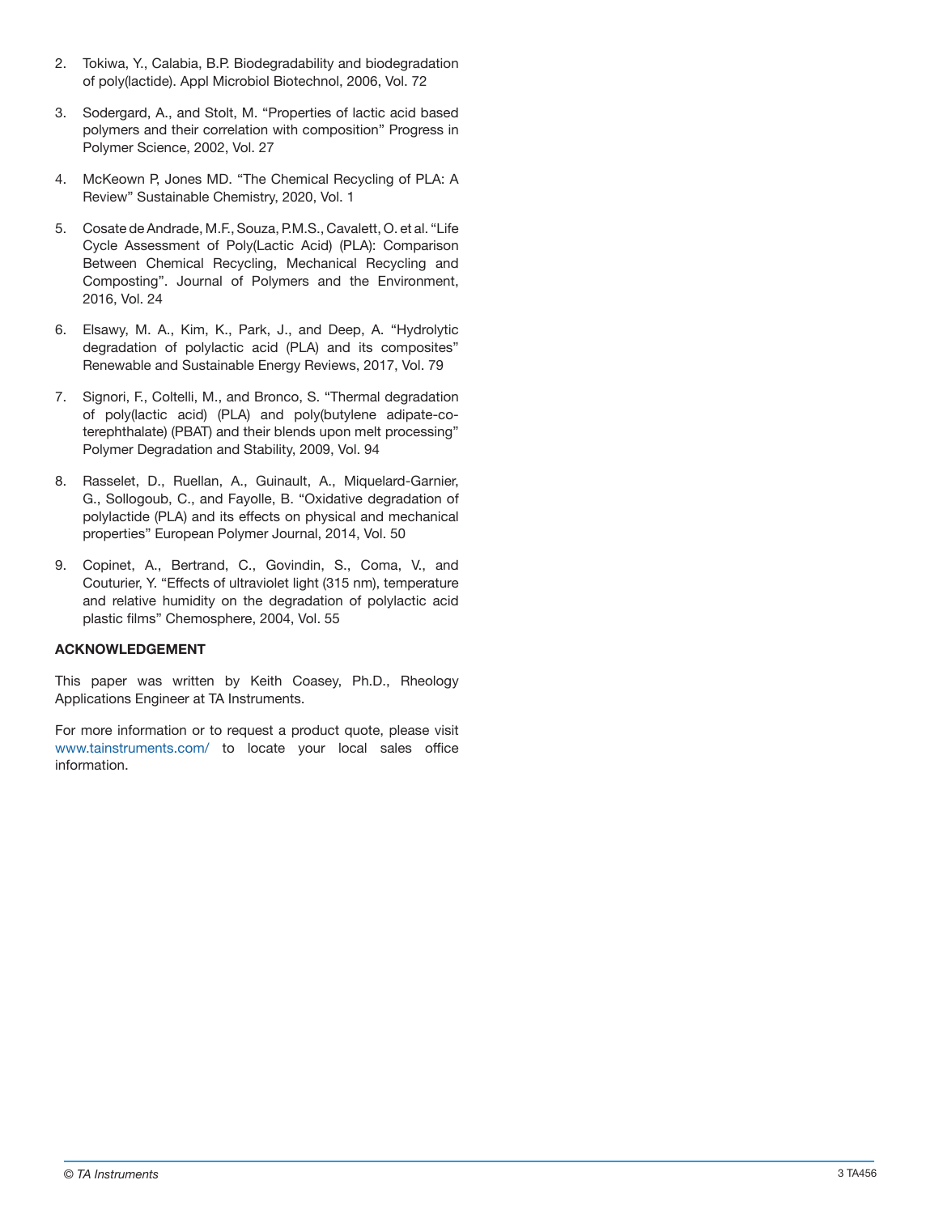2. Tokiwa, Y., Calabia, B.P. Biodegradability and biodegradation of poly(lactide). Appl Microbiol Biotechnol, 2006, Vol. 72
3. Sodergard, A., and Stolt, M. “Properties of lactic acid based polymers and their correlation with composition” Progress in Polymer Science, 2002, Vol. 27
4. McKeown P, Jones MD. “The Chemical Recycling of PLA: A Review” Sustainable Chemistry, 2020, Vol. 1
5. Cosate de Andrade, M.F., Souza, P.M.S., Cavalett, O. et al. “Life Cycle Assessment of Poly(Lactic Acid) (PLA): Comparison Between Chemical Recycling, Mechanical Recycling and Composting”. Journal of Polymers and the Environment, 2016, Vol. 24
6. Elsawy, M. A., Kim, K., Park, J., and Deep, A. “Hydrolytic degradation of polylactic acid (PLA) and its composites” Renewable and Sustainable Energy Reviews, 2017, Vol. 79
7. Signori, F., Coltelli, M., and Bronco, S. “Thermal degradation of poly(lactic acid) (PLA) and poly(butylene adipate-co-terephthalate) (PBAT) and their blends upon melt processing” Polymer Degradation and Stability, 2009, Vol. 94
8. Rasselet, D., Ruellan, A., Guinault, A., Miquelard-Garnier, G., Sollogoub, C., and Fayolle, B. “Oxidative degradation of polylactide (PLA) and its effects on physical and mechanical properties” European Polymer Journal, 2014, Vol. 50
9. Copinet, A., Bertrand, C., Govindin, S., Coma, V., and Couturier, Y. “Effects of ultraviolet light (315 nm), temperature and relative humidity on the degradation of polylactic acid plastic films” Chemosphere, 2004, Vol. 55

## ACKNOWLEDGEMENT

This paper was written by Keith Coasey, Ph.D., Rheology Applications Engineer at TA Instruments.

For more information or to request a product quote, please visit www.tainstruments.com/ to locate your local sales office information.